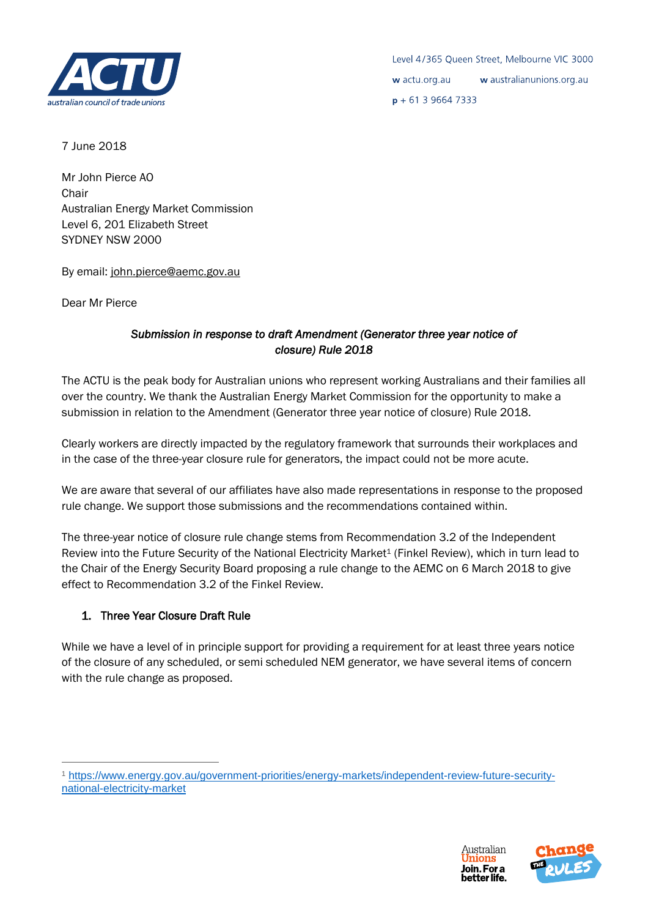Level 4/365 Queen Street, Melbourne VIC 3000

w actu.org.au w australianunions.org.au

p + 61 3 9664 7333

7 June 2018

Mr John Pierce AO
Chair
Australian Energy Market Commission
Level 6, 201 Elizabeth Street
SYDNEY NSW 2000

By email: john.pierce@aemc.gov.au

Dear Mr Pierce

*Submission in response to draft Amendment (Generator three year notice of closure) Rule 2018*

The ACTU is the peak body for Australian unions who represent working Australians and their families all over the country. We thank the Australian Energy Market Commission for the opportunity to make a submission in relation to the Amendment (Generator three year notice of closure) Rule 2018.

Clearly workers are directly impacted by the regulatory framework that surrounds their workplaces and in the case of the three-year closure rule for generators, the impact could not be more acute.

We are aware that several of our affiliates have also made representations in response to the proposed rule change. We support those submissions and the recommendations contained within.

The three-year notice of closure rule change stems from Recommendation 3.2 of the Independent Review into the Future Security of the National Electricity Market[1] (Finkel Review), which in turn lead to the Chair of the Energy Security Board proposing a rule change to the AEMC on 6 March 2018 to give effect to Recommendation 3.2 of the Finkel Review.

## 1. Three Year Closure Draft Rule

While we have a level of in principle support for providing a requirement for at least three years notice of the closure of any scheduled, or semi scheduled NEM generator, we have several items of concern with the rule change as proposed.

[1] https://www.energy.gov.au/government-priorities/energy-markets/independent-review-future-security-national-electricity-market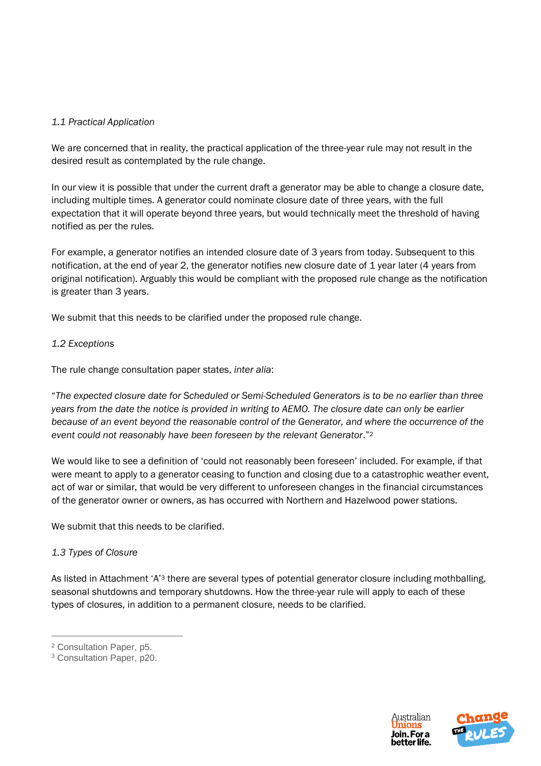*1.1 Practical Application*

We are concerned that in reality, the practical application of the three-year rule may not result in the desired result as contemplated by the rule change.

In our view it is possible that under the current draft a generator may be able to change a closure date, including multiple times. A generator could nominate closure date of three years, with the full expectation that it will operate beyond three years, but would technically meet the threshold of having notified as per the rules.

For example, a generator notifies an intended closure date of 3 years from today. Subsequent to this notification, at the end of year 2, the generator notifies new closure date of 1 year later (4 years from original notification). Arguably this would be compliant with the proposed rule change as the notification is greater than 3 years.

We submit that this needs to be clarified under the proposed rule change.

*1.2 Exceptions*

The rule change consultation paper states, *inter alia*:

"*The expected closure date for Scheduled or Semi-Scheduled Generators is to be no earlier than three years from the date the notice is provided in writing to AEMO. The closure date can only be earlier because of an event beyond the reasonable control of the Generator, and where the occurrence of the event could not reasonably have been foreseen by the relevant Generator*."[2]

We would like to see a definition of 'could not reasonably been foreseen' included. For example, if that were meant to apply to a generator ceasing to function and closing due to a catastrophic weather event, act of war or similar, that would be very different to unforeseen changes in the financial circumstances of the generator owner or owners, as has occurred with Northern and Hazelwood power stations.

We submit that this needs to be clarified.

*1.3 Types of Closure*

As listed in Attachment 'A'[3] there are several types of potential generator closure including mothballing, seasonal shutdowns and temporary shutdowns. How the three-year rule will apply to each of these types of closures, in addition to a permanent closure, needs to be clarified.

---

[2] Consultation Paper, p5.

[3] Consultation Paper, p20.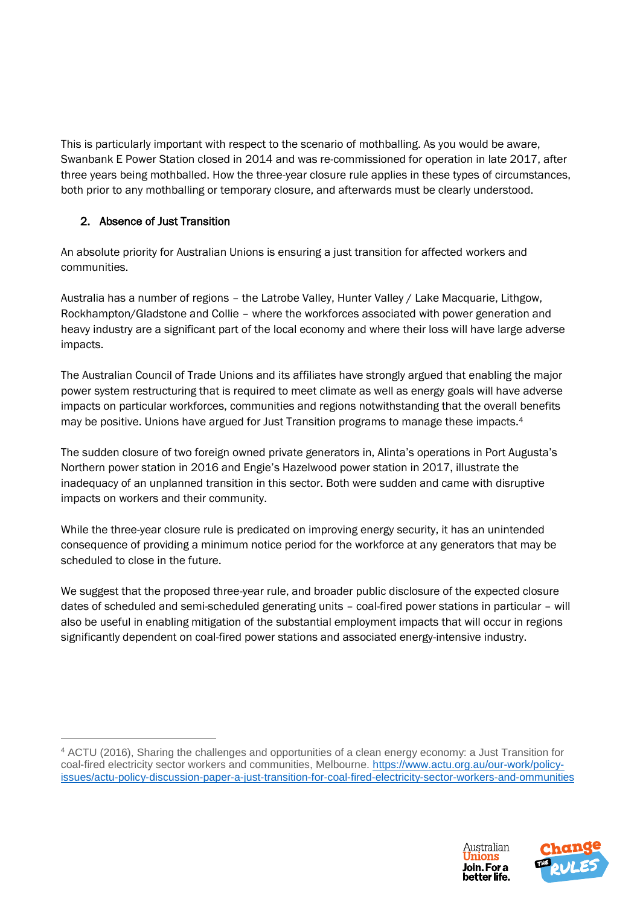This is particularly important with respect to the scenario of mothballing. As you would be aware, Swanbank E Power Station closed in 2014 and was re-commissioned for operation in late 2017, after three years being mothballed. How the three-year closure rule applies in these types of circumstances, both prior to any mothballing or temporary closure, and afterwards must be clearly understood.

## 2. Absence of Just Transition

An absolute priority for Australian Unions is ensuring a just transition for affected workers and communities.

Australia has a number of regions – the Latrobe Valley, Hunter Valley / Lake Macquarie, Lithgow, Rockhampton/Gladstone and Collie – where the workforces associated with power generation and heavy industry are a significant part of the local economy and where their loss will have large adverse impacts.

The Australian Council of Trade Unions and its affiliates have strongly argued that enabling the major power system restructuring that is required to meet climate as well as energy goals will have adverse impacts on particular workforces, communities and regions notwithstanding that the overall benefits may be positive. Unions have argued for Just Transition programs to manage these impacts.[4]

The sudden closure of two foreign owned private generators in, Alinta's operations in Port Augusta's Northern power station in 2016 and Engie's Hazelwood power station in 2017, illustrate the inadequacy of an unplanned transition in this sector. Both were sudden and came with disruptive impacts on workers and their community.

While the three-year closure rule is predicated on improving energy security, it has an unintended consequence of providing a minimum notice period for the workforce at any generators that may be scheduled to close in the future.

We suggest that the proposed three-year rule, and broader public disclosure of the expected closure dates of scheduled and semi-scheduled generating units – coal-fired power stations in particular – will also be useful in enabling mitigation of the substantial employment impacts that will occur in regions significantly dependent on coal-fired power stations and associated energy-intensive industry.

---

[4] ACTU (2016), Sharing the challenges and opportunities of a clean energy economy: a Just Transition for coal-fired electricity sector workers and communities, Melbourne. https://www.actu.org.au/our-work/policy-issues/actu-policy-discussion-paper-a-just-transition-for-coal-fired-electricity-sector-workers-and-ommunities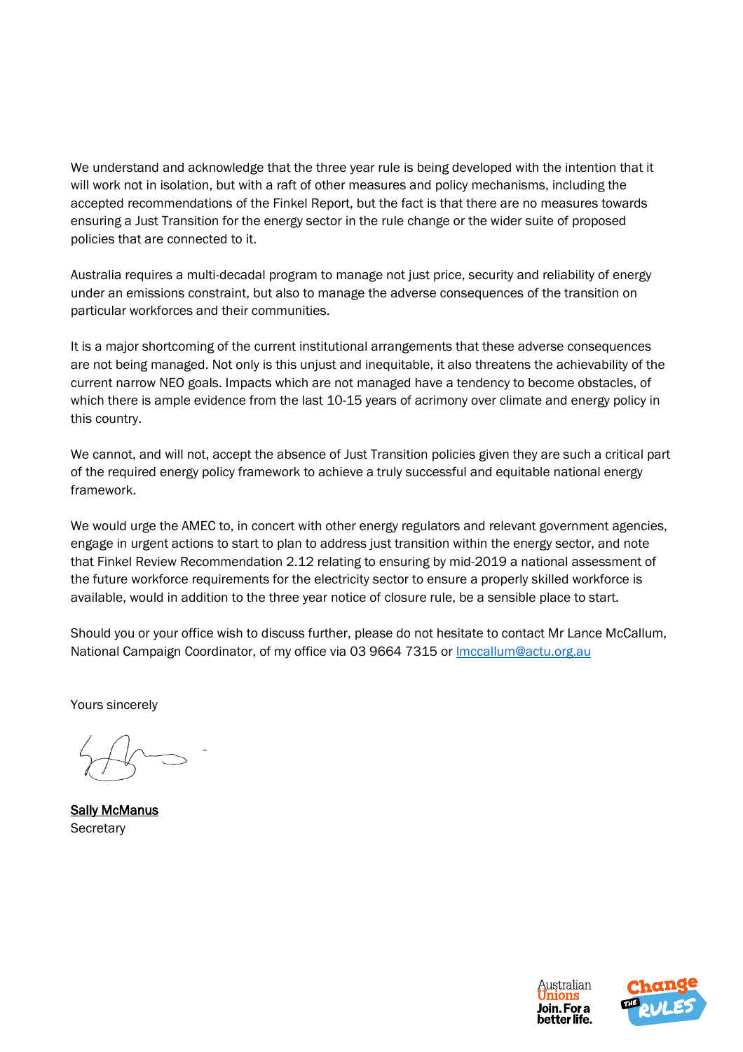We understand and acknowledge that the three year rule is being developed with the intention that it will work not in isolation, but with a raft of other measures and policy mechanisms, including the accepted recommendations of the Finkel Report, but the fact is that there are no measures towards ensuring a Just Transition for the energy sector in the rule change or the wider suite of proposed policies that are connected to it.

Australia requires a multi-decadal program to manage not just price, security and reliability of energy under an emissions constraint, but also to manage the adverse consequences of the transition on particular workforces and their communities.

It is a major shortcoming of the current institutional arrangements that these adverse consequences are not being managed. Not only is this unjust and inequitable, it also threatens the achievability of the current narrow NEO goals. Impacts which are not managed have a tendency to become obstacles, of which there is ample evidence from the last 10-15 years of acrimony over climate and energy policy in this country.

We cannot, and will not, accept the absence of Just Transition policies given they are such a critical part of the required energy policy framework to achieve a truly successful and equitable national energy framework.

We would urge the AMEC to, in concert with other energy regulators and relevant government agencies, engage in urgent actions to start to plan to address just transition within the energy sector, and note that Finkel Review Recommendation 2.12 relating to ensuring by mid-2019 a national assessment of the future workforce requirements for the electricity sector to ensure a properly skilled workforce is available, would in addition to the three year notice of closure rule, be a sensible place to start.

Should you or your office wish to discuss further, please do not hesitate to contact Mr Lance McCallum, National Campaign Coordinator, of my office via 03 9664 7315 or lmccallum@actu.org.au

Yours sincerely

**Sally McManus**
Secretary